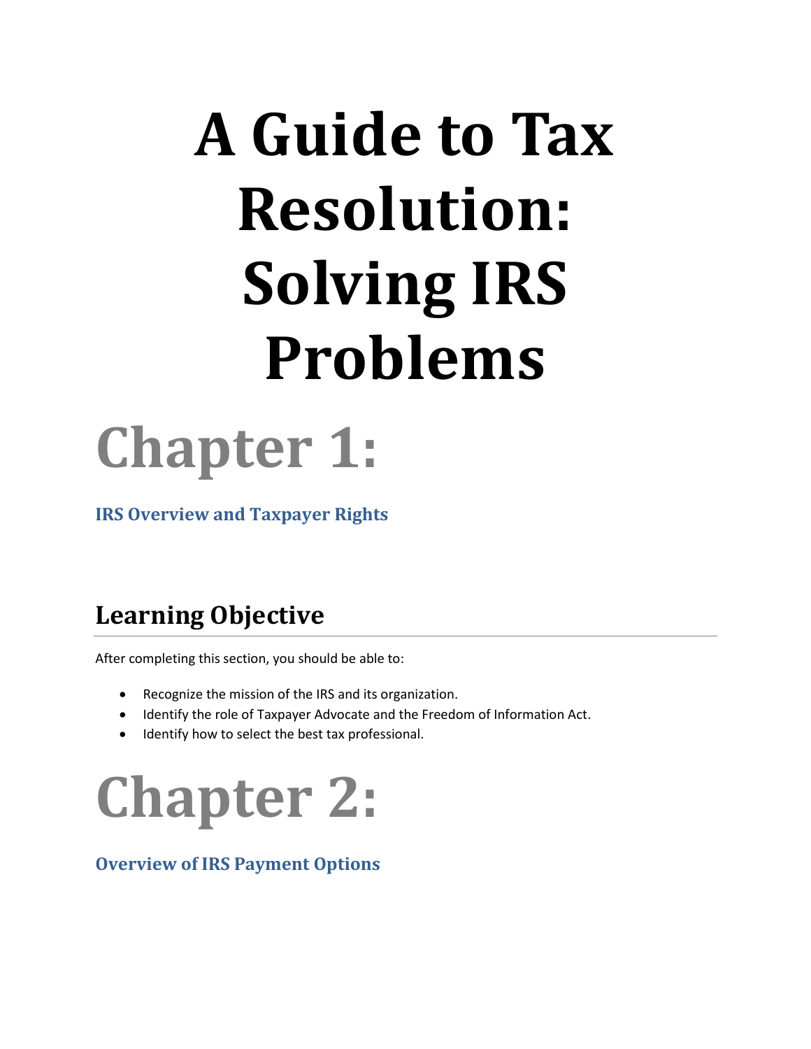# A Guide to Tax Resolution: Solving IRS Problems

# Chapter 1:

### IRS Overview and Taxpayer Rights

## Learning Objective

After completing this section, you should be able to:

- Recognize the mission of the IRS and its organization.
- Identify the role of Taxpayer Advocate and the Freedom of Information Act.
- Identify how to select the best tax professional.

# Chapter 2:

### Overview of IRS Payment Options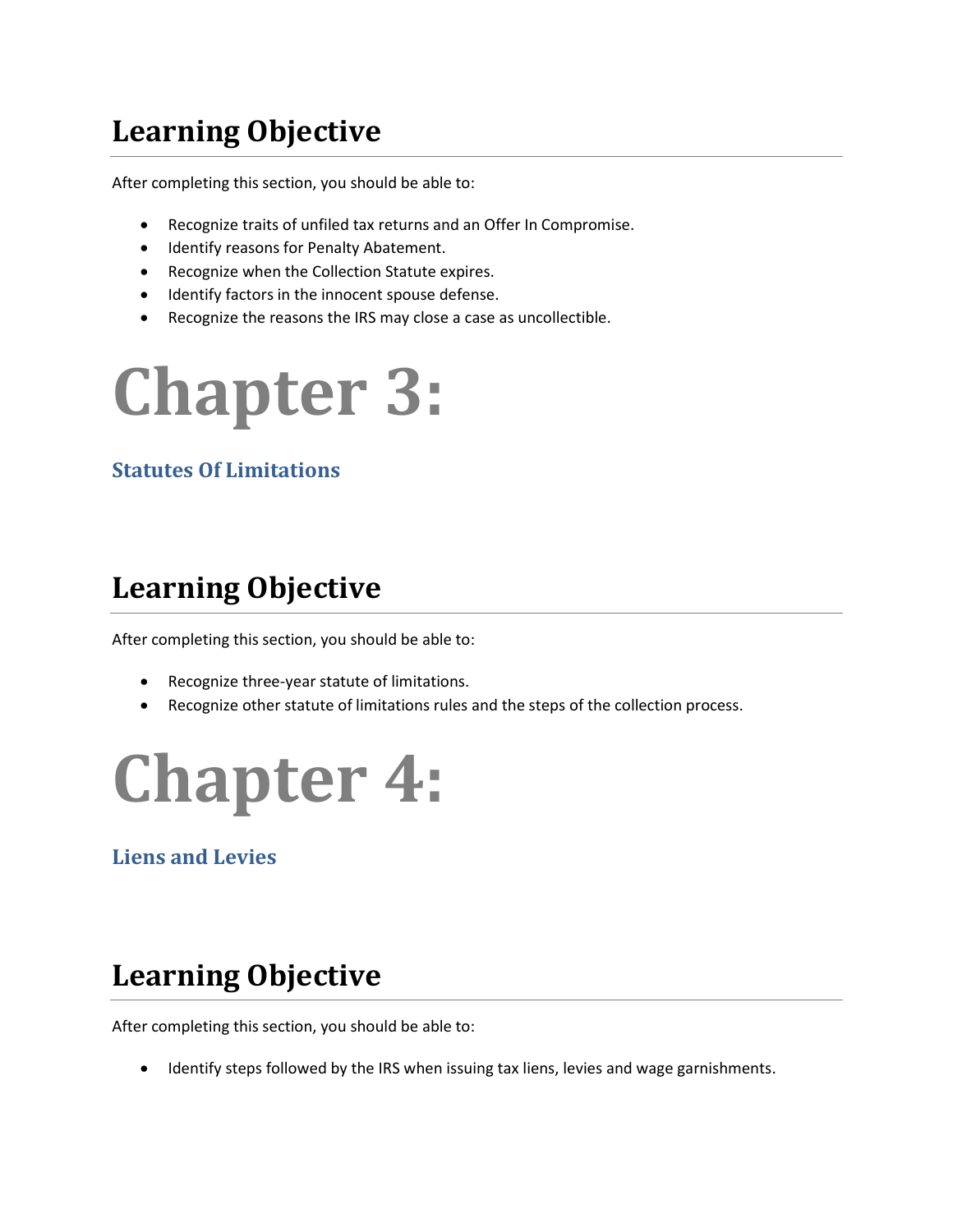## Learning Objective

After completing this section, you should be able to:

- Recognize traits of unfiled tax returns and an Offer In Compromise.
- Identify reasons for Penalty Abatement.
- Recognize when the Collection Statute expires.
- Identify factors in the innocent spouse defense.
- Recognize the reasons the IRS may close a case as uncollectible.

# Chapter 3:

### Statutes Of Limitations

## Learning Objective

After completing this section, you should be able to:

- Recognize three-year statute of limitations.
- Recognize other statute of limitations rules and the steps of the collection process.

# Chapter 4:

### Liens and Levies

## Learning Objective

After completing this section, you should be able to:

- Identify steps followed by the IRS when issuing tax liens, levies and wage garnishments.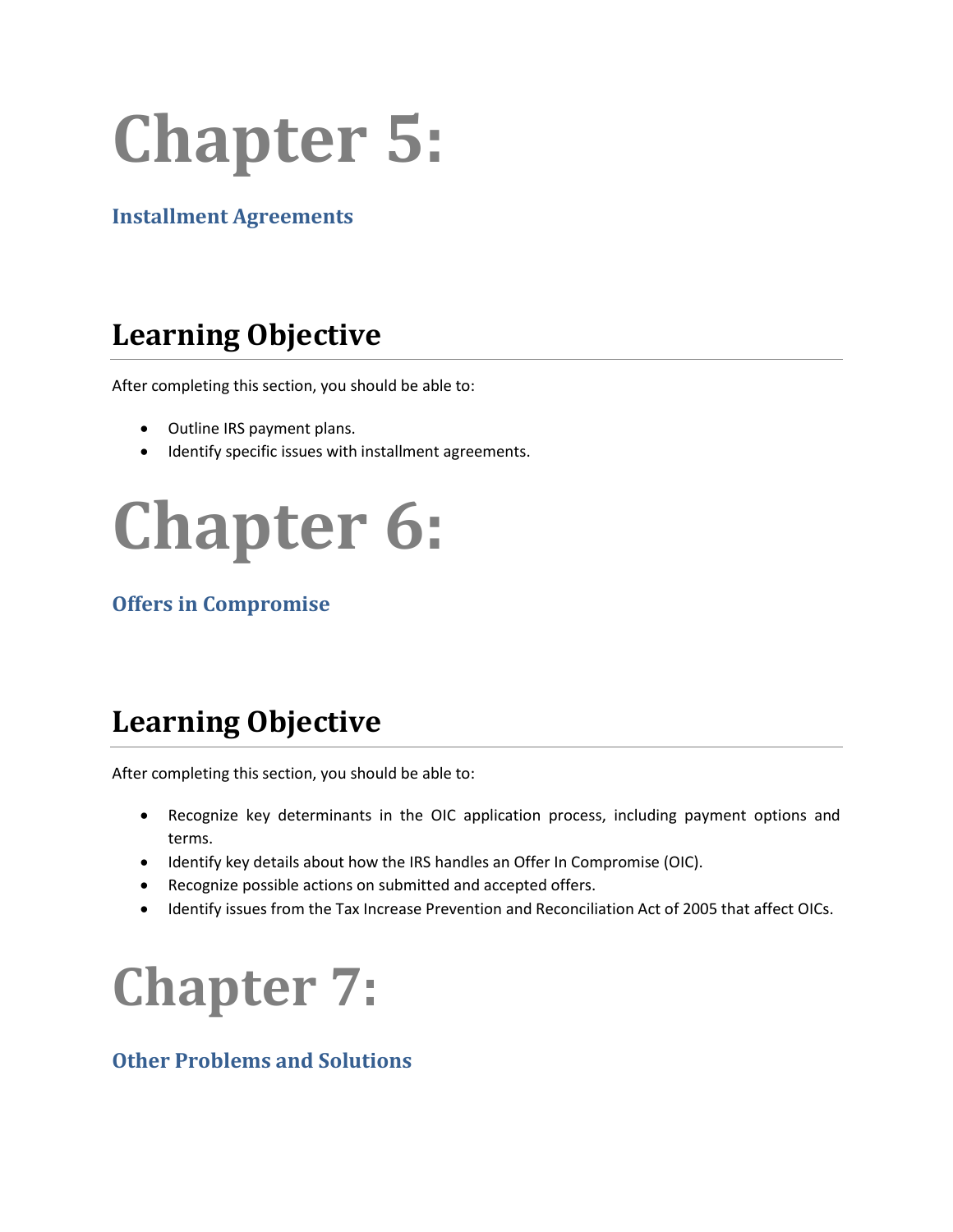# Chapter 5:

### Installment Agreements

## Learning Objective

After completing this section, you should be able to:

- Outline IRS payment plans.
- Identify specific issues with installment agreements.

# Chapter 6:

### Offers in Compromise

## Learning Objective

After completing this section, you should be able to:

- Recognize key determinants in the OIC application process, including payment options and terms.
- Identify key details about how the IRS handles an Offer In Compromise (OIC).
- Recognize possible actions on submitted and accepted offers.
- Identify issues from the Tax Increase Prevention and Reconciliation Act of 2005 that affect OICs.

# Chapter 7:

### Other Problems and Solutions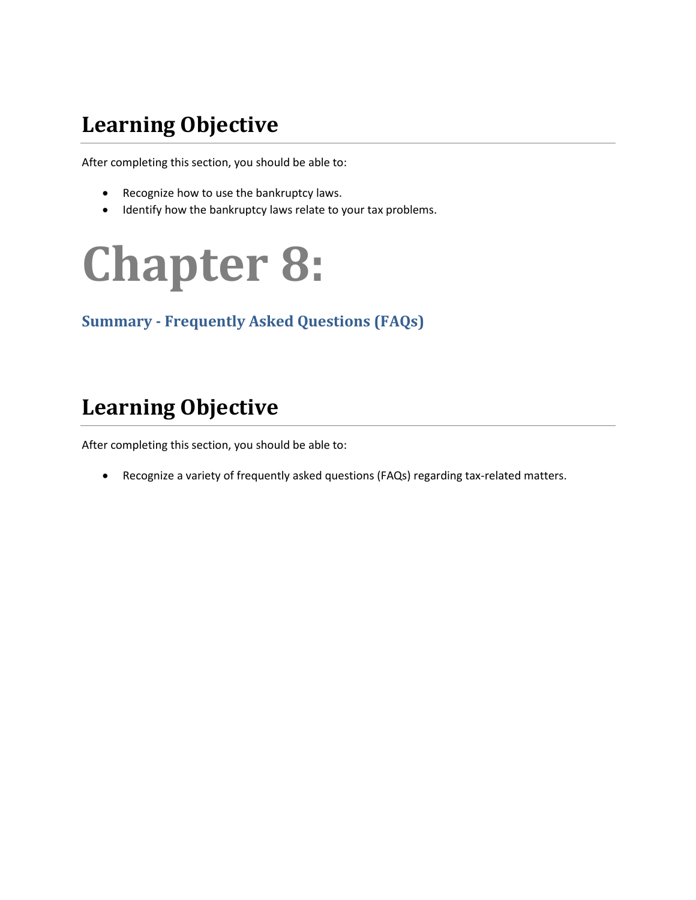## Learning Objective

After completing this section, you should be able to:

- Recognize how to use the bankruptcy laws.
- Identify how the bankruptcy laws relate to your tax problems.

# Chapter 8:

### Summary - Frequently Asked Questions (FAQs)

## Learning Objective

After completing this section, you should be able to:

- Recognize a variety of frequently asked questions (FAQs) regarding tax-related matters.